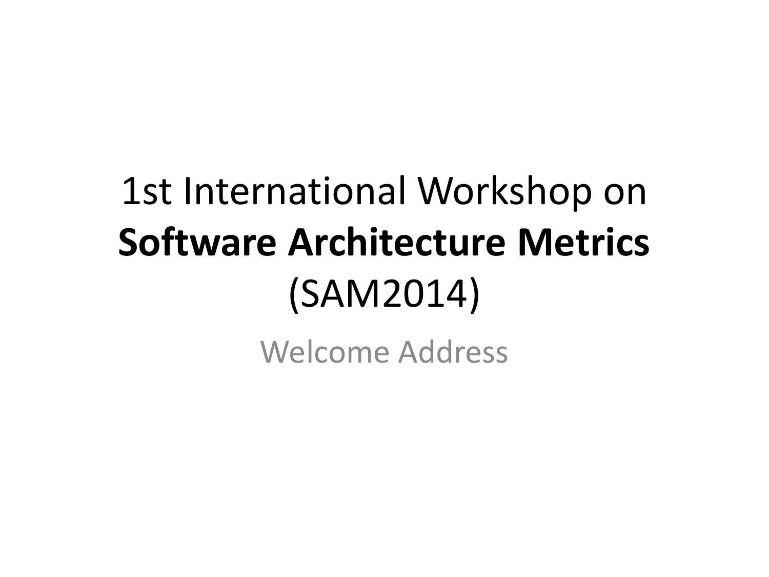# 1st International Workshop on **Software Architecture Metrics** (SAM2014)

Welcome Address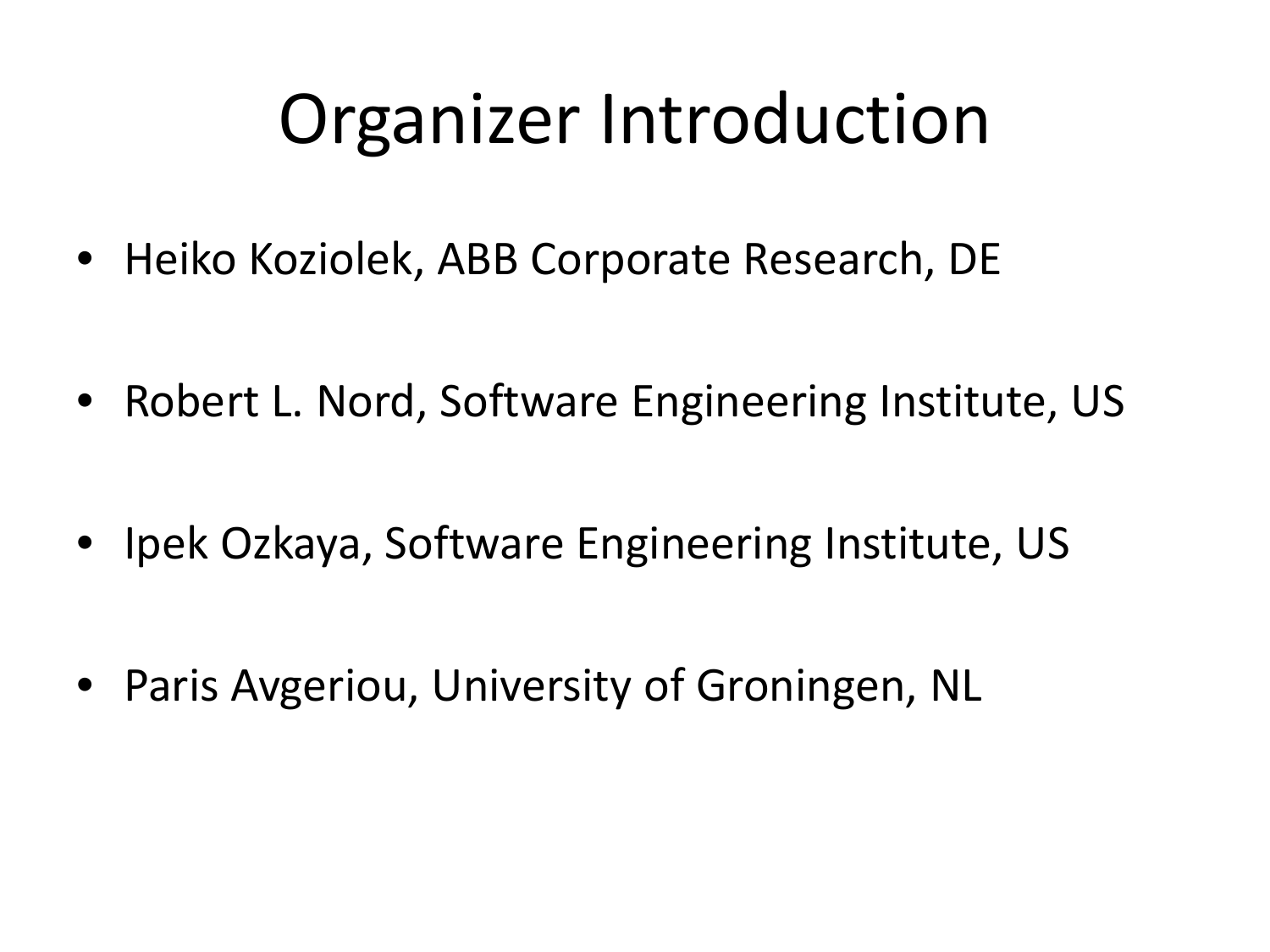# Organizer Introduction

- Heiko Koziolek, ABB Corporate Research, DE
- Robert L. Nord, Software Engineering Institute, US
- Ipek Ozkaya, Software Engineering Institute, US
- Paris Avgeriou, University of Groningen, NL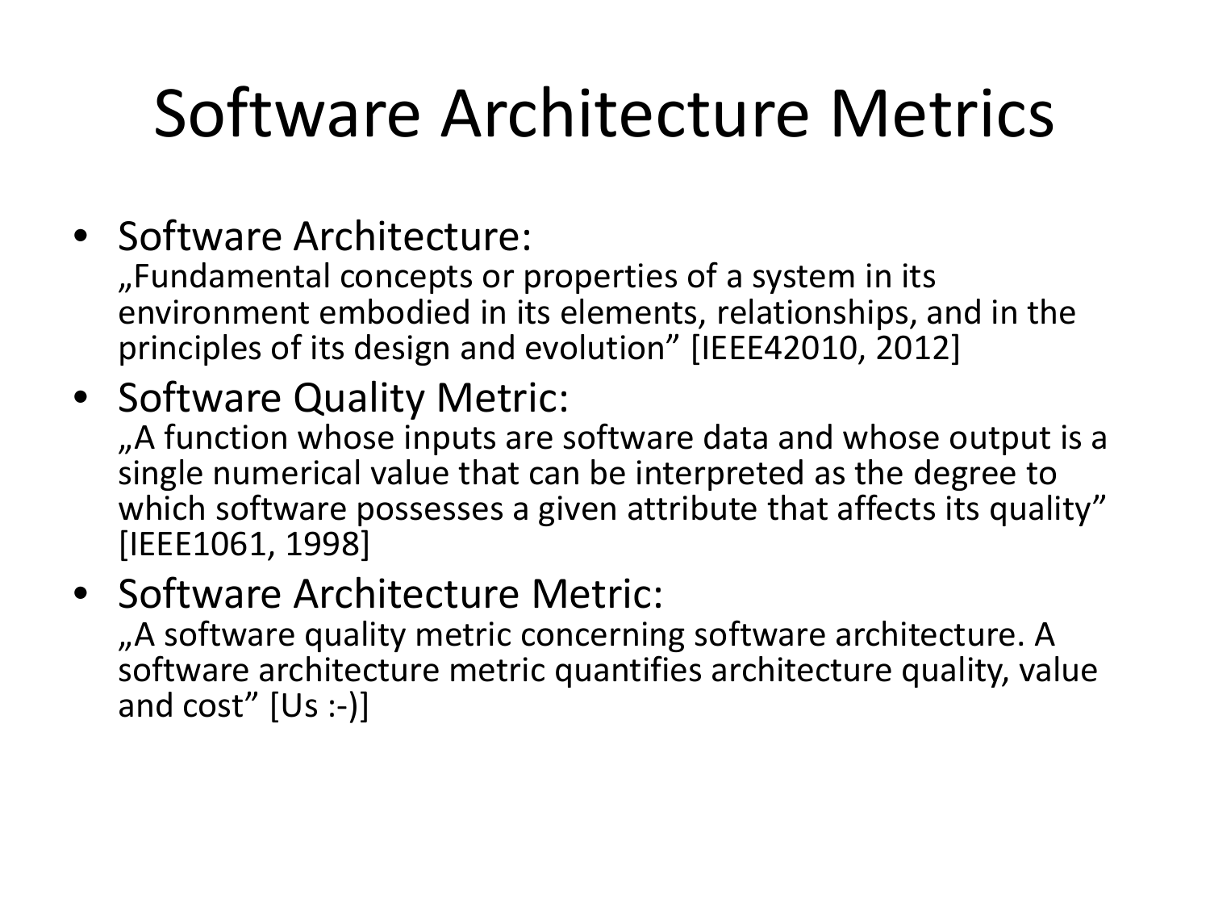# Software Architecture Metrics

- Software Architecture:
  „Fundamental concepts or properties of a system in its environment embodied in its elements, relationships, and in the principles of its design and evolution" [IEEE42010, 2012]
- Software Quality Metric:
  „A function whose inputs are software data and whose output is a single numerical value that can be interpreted as the degree to which software possesses a given attribute that affects its quality" [IEEE1061, 1998]
- Software Architecture Metric:
  „A software quality metric concerning software architecture. A software architecture metric quantifies architecture quality, value and cost" [Us :-)]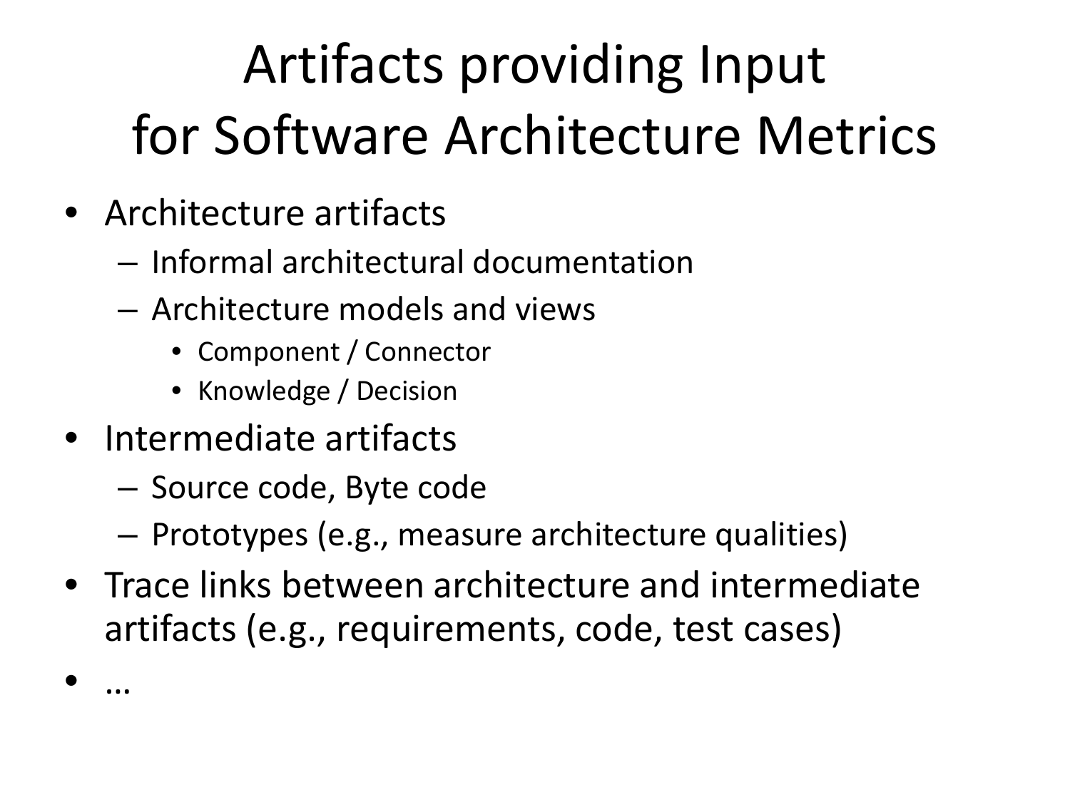# Artifacts providing Input for Software Architecture Metrics

- Architecture artifacts
  - Informal architectural documentation
  - Architecture models and views
    - Component / Connector
    - Knowledge / Decision
- Intermediate artifacts
  - Source code, Byte code
  - Prototypes (e.g., measure architecture qualities)
- Trace links between architecture and intermediate artifacts (e.g., requirements, code, test cases)
- …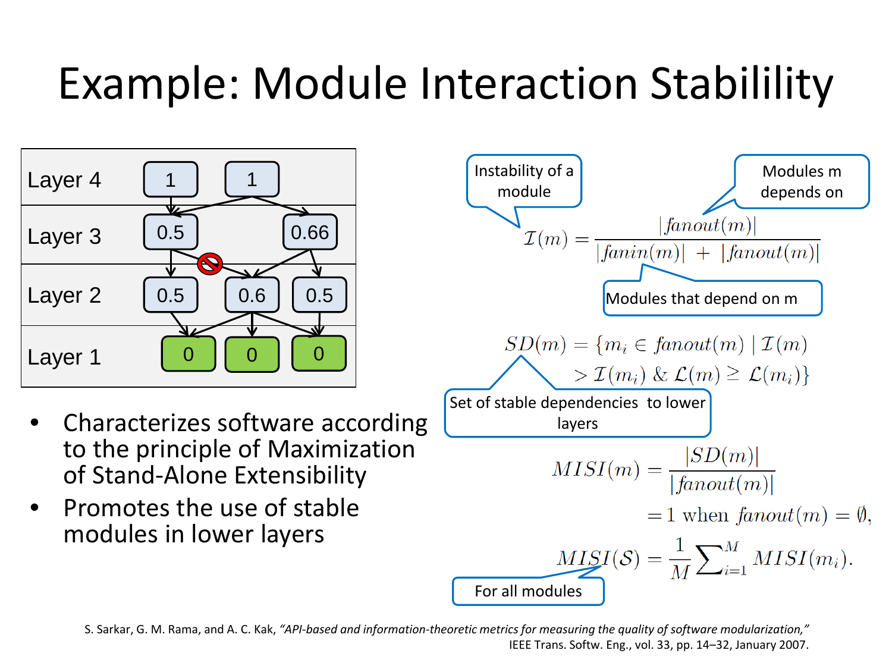# Example: Module Interaction Stabilility

| Layer | Modules | | |
|---|---|---|---|
| Layer 4 | 1 | 1 | |
| Layer 3 | 0.5 | 0.66 | |
| Layer 2 | 0.5 | 0.6 | 0.5 |
| Layer 1 | 0 | 0 | 0 |

- Characterizes software according to the principle of Maximization of Stand-Alone Extensibility
- Promotes the use of stable modules in lower layers

Instability of a module; Modules m depends on; Modules that depend on m

$$\mathcal{I}(m) = \frac{|fanout(m)|}{|fanin(m)| + |fanout(m)|}$$

Set of stable dependencies to lower layers

$$SD(m) = \{m_i \in fanout(m) \mid \mathcal{I}(m) > \mathcal{I}(m_i) \ \& \ \mathcal{L}(m) \geq \mathcal{L}(m_i)\}$$

$$MISI(m) = \frac{|SD(m)|}{|fanout(m)|}$$

$$= 1 \text{ when } fanout(m) = \emptyset,$$

For all modules

$$MISI(\mathcal{S}) = \frac{1}{M}\sum_{i=1}^{M} MISI(m_i).$$

S. Sarkar, G. M. Rama, and A. C. Kak, *"API-based and information-theoretic metrics for measuring the quality of software modularization,"* IEEE Trans. Softw. Eng., vol. 33, pp. 14–32, January 2007.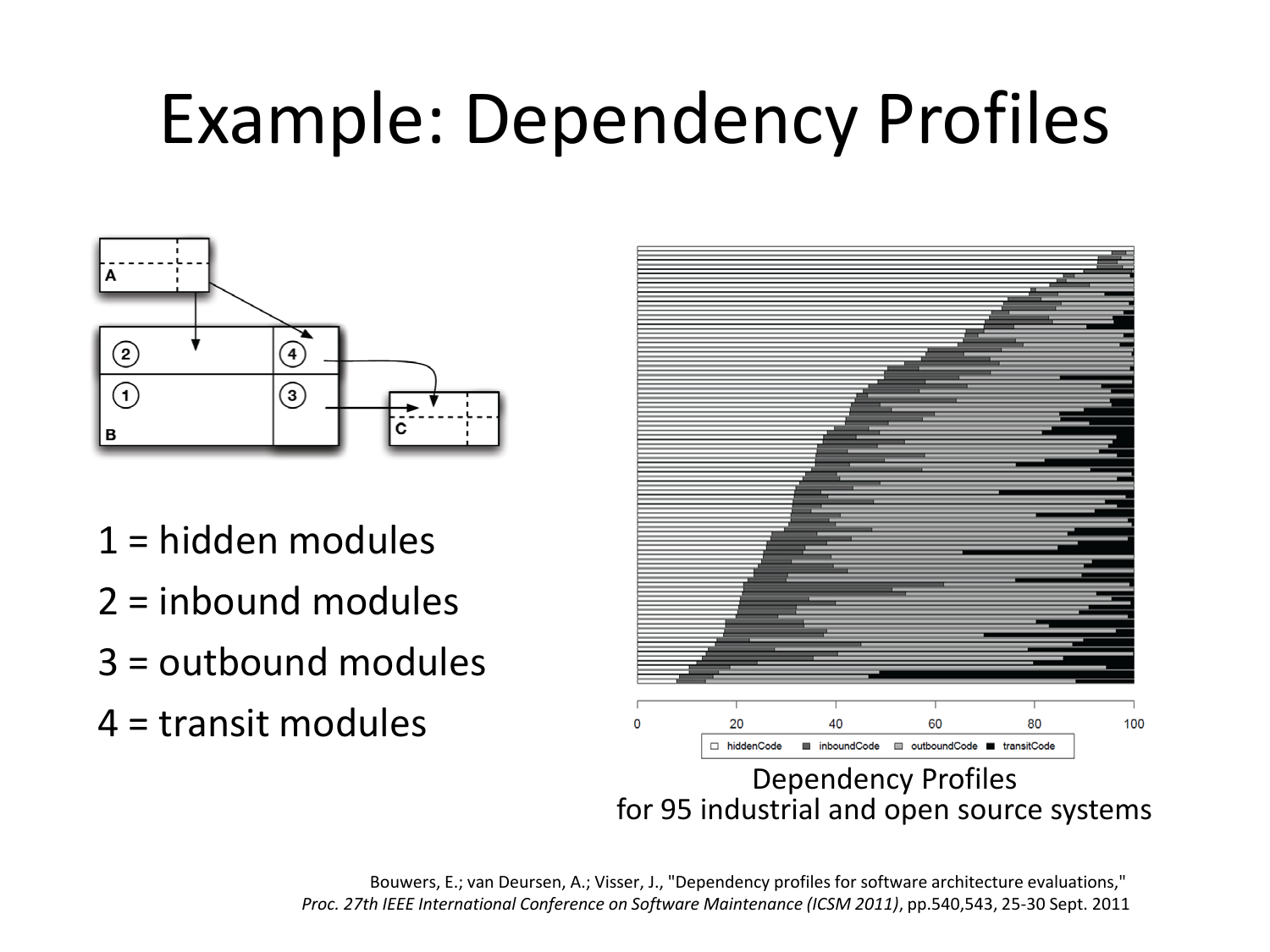# Example: Dependency Profiles

1 = hidden modules

2 = inbound modules

3 = outbound modules

4 = transit modules

Dependency Profiles
for 95 industrial and open source systems

Bouwers, E.; van Deursen, A.; Visser, J., "Dependency profiles for software architecture evaluations," *Proc. 27th IEEE International Conference on Software Maintenance (ICSM 2011)*, pp.540,543, 25-30 Sept. 2011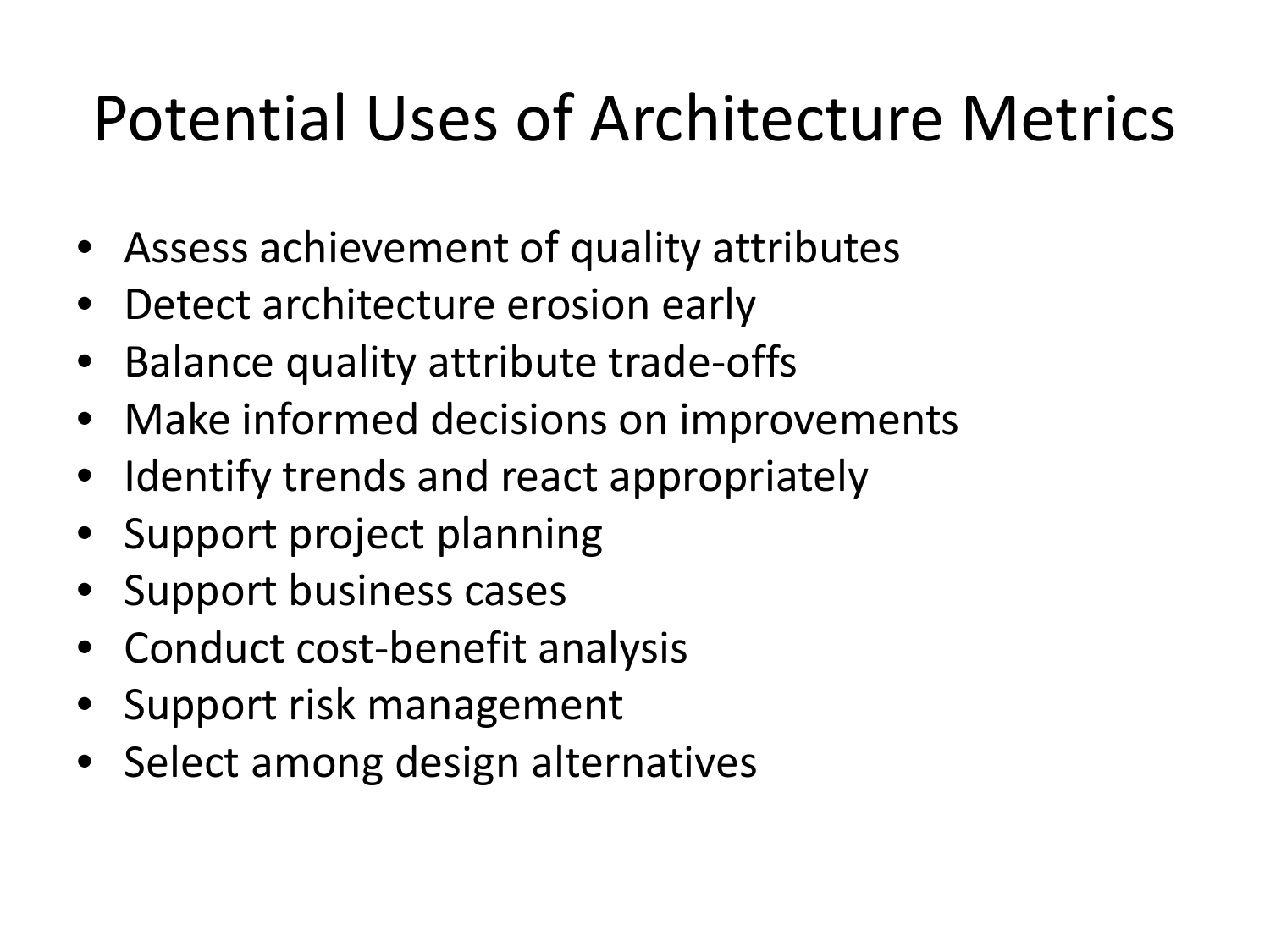# Potential Uses of Architecture Metrics

- Assess achievement of quality attributes
- Detect architecture erosion early
- Balance quality attribute trade-offs
- Make informed decisions on improvements
- Identify trends and react appropriately
- Support project planning
- Support business cases
- Conduct cost-benefit analysis
- Support risk management
- Select among design alternatives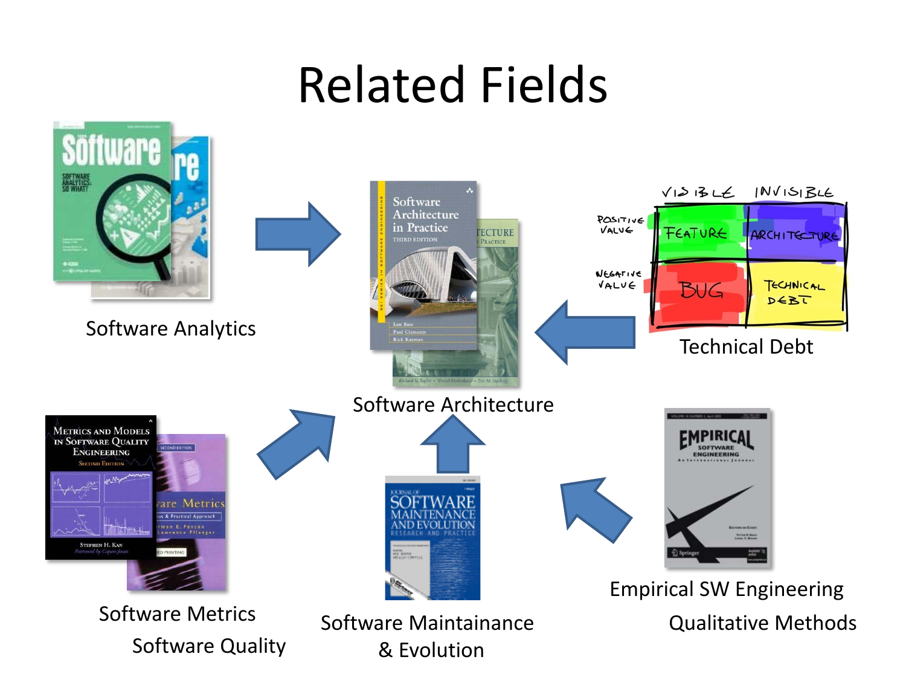# Related Fields

Software Analytics

Software Architecture

Technical Debt

Software Metrics

Software Quality

Software Maintainance & Evolution

Empirical SW Engineering

Qualitative Methods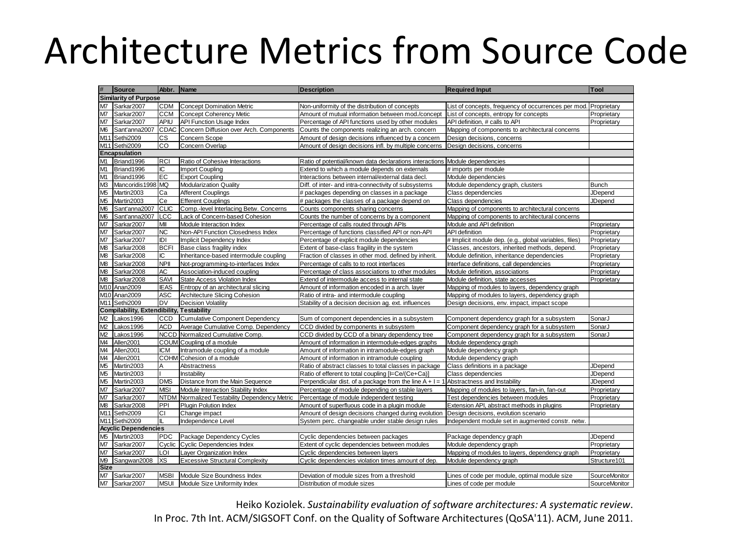# Architecture Metrics from Source Code

| # | Source | Abbr. | Name | Description | Required Input | Tool |
|---|---|---|---|---|---|---|
| **Similarity of Purpose** | | | | | | |
| M7 | Sarkar2007 | CDM | Concept Domination Metric | Non-uniformity of the distribution of concepts | List of concepts, frequency of occurrences per mod. | Proprietary |
| M7 | Sarkar2007 | CCM | Concept Coherency Metic | Amount of mutual information between mod./concept | List of concepts, entropy for concepts | Proprietary |
| M7 | Sarkar2007 | APIU | API Function Usage Index | Percentage of API functions used by other modules | API definition, # calls to API | Proprietary |
| M6 | Sant'anna2007 | CDAC | Concern Diffusion over Arch. Components | Counts the components realizing an arch. concern | Mapping of components to architectural concerns | |
| M11 | Sethi2009 | CS | Concern Scope | Amount of design decisions influenced by a concern | Design decisions, concerns | |
| M11 | Sethi2009 | CO | Concern Overlap | Amount of design decisions infl. by multiple concerns | Design decisions, concerns | |
| **Encapsulation** | | | | | | |
| M1 | Briand1996 | RCI | Ratio of Cohesive Interactions | Ratio of potential/known data declarations interactions | Module dependencies | |
| M1 | Briand1996 | IC | Import Coupling | Extend to which a module depends on externals | # imports per module | |
| M1 | Briand1996 | EC | Export Coupling | Interactions between internal/external data decl. | Module dependencies | |
| M3 | Mancoridis1998 | MQ | Modularization Quality | Diff. of inter- and intra-connectivity of subsystems | Module dependency graph, clusters | Bunch |
| M5 | Martin2003 | Ca | Afferent Couplings | # packages depending on classes in a package | Class dependencies | JDepend |
| M5 | Martin2003 | Ce | Efferent Couplings | # packages the classes of a package depend on | Class dependencies | JDepend |
| M6 | Sant'anna2007 | CLIC | Comp.-level Interlacing Betw. Concerns | Counts components sharing concerns | Mapping of components to architectural concerns | |
| M6 | Sant'anna2007 | LCC | Lack of Concern-based Cohesion | Counts the number of concerns by a component | Mapping of components to architectural concerns | |
| M7 | Sarkar2007 | MII | Module Interaction Index | Percentage of calls routed through APIs | Module and API definition | Proprietary |
| M7 | Sarkar2007 | NC | Non-API Function Closedness Index | Percentage of functions classified API or non-API | API definition | Proprietary |
| M7 | Sarkar2007 | IDI | Implicit Dependency Index | Percentage of explicit module dependencies | # Implicit module dep. (e.g., global variables, files) | Proprietary |
| M8 | Sarkar2008 | BCFI | Base class fragility index | Extent of base-class fragility in the system | Classes, ancestors, inherited methods, depend. | Proprietary |
| M8 | Sarkar2008 | IC | Inheritance-based intermodule coupling | Fraction of classes in other mod. defined by inherit. | Module definition, inheritance dependencies | Proprietary |
| M8 | Sarkar2008 | NPII | Not-programming-to-interfaces Index | Percentage of calls to to root interfaces | Interface definitions, call dependencies | Proprietary |
| M8 | Sarkar2008 | AC | Association-induced coupling | Percentage of class associations to other modules | Module definition, associations | Proprietary |
| M8 | Sarkar2008 | SAVI | State Access Violation Index | Extend of intermodule access to internal state | Module definition, state accesses | Proprietary |
| M10 | Anan2009 | IEAS | Entropy of an architectural slicing | Amount of information encoded in a arch. layer | Mapping of modules to layers, dependency graph | |
| M10 | Anan2009 | ASC | Architecture Slicing Cohesion | Ratio of intra- and intermodule coupling | Mapping of modules to layers, dependency graph | |
| M11 | Sethi2009 | DV | Decision Volatility | Stability of a decision decision ag. ext. influences | Design decisions, env. impact, impact scope | |
| **Compilability, Extendibility, Testability** | | | | | | |
| M2 | Lakos1996 | CCD | Cumulative Component Dependency | Sum of component dependencies in a subsystem | Component dependency graph for a subsystem | SonarJ |
| M2 | Lakos1996 | ACD | Average Cumulative Comp. Dependency | CCD divided by components in subsystem | Component dependency graph for a subsystem | SonarJ |
| M2 | Lakos1996 | NCCD | Normalized Cumulative Comp. | CCD divided by CCD of a binary dependency tree | Component dependency graph for a subsystem | SonarJ |
| M4 | Allen2001 | COUM | Coupling of a module | Amount of information in intermodule-edges graphs | Module dependency graph | |
| M4 | Allen2001 | ICM | Intramodule coupling of a module | Amount of information in intramodule-edges graph | Module dependency graph | |
| M4 | Allen2001 | COHM | Cohesion of a module | Amount of information in intramodule coupling | Module dependency graph | |
| M5 | Martin2003 | A | Abstractness | Ratio of abstract classes to total classes in package | Class definitions in a package | JDepend |
| M5 | Martin2003 | I | Instability | Ratio of efferent to total coupling [I=Ce/(Ce+Ca)] | Class dependencies | JDepend |
| M5 | Martin2003 | DMS | Distance from the Main Sequence | Perpendicular dist. of a package from the line A + I = 1 | Abstractness and Instability | JDepend |
| M7 | Sarkar2007 | MISI | Module Interaction Stability Index | Percentage of module depending on stable layers | Mapping of modules to layers, fan-in, fan-out | Proprietary |
| M7 | Sarkar2007 | NTDM | Normalized Testability Dependency Metric | Percentage of module independent testing | Test dependencies between modules | Proprietary |
| M8 | Sarkar2008 | PPI | Plugin Polution Index | Amount of superfluous code in a plugin module | Extension API, abstract methods in plugins | Proprietary |
| M11 | Sethi2009 | CI | Change impact | Amount of design decisions changed during evolution | Design decisions, evolution scenario | |
| M11 | Sethi2009 | IL | Independence Level | System perc. changeable under stable design rules | Independent module set in augmented constr. netw. | |
| **Acyclic Dependencies** | | | | | | |
| M5 | Martin2003 | PDC | Package Dependency Cycles | Cyclic dependencies between packages | Package dependency graph | JDepend |
| M7 | Sarkar2007 | Cyclic | Cyclic Dependencies Index | Extent of cyclic dependencies between modules | Module dependency graph | Proprietary |
| M7 | Sarkar2007 | LOI | Layer Organization Index | Cyclic dependencies between layers | Mapping of modules to layers, dependency graph | Proprietary |
| M9 | Sangwan2008 | XS | Excessive Structural Complexity | Cyclic dependencies violation times amount of dep. | Module dependency graph | Structure101 |
| **Size** | | | | | | |
| M7 | Sarkar2007 | MSBI | Module Size Boundness Index | Deviation of module sizes from a threshold | Lines of code per module, optimal module size | SourceMonitor |
| M7 | Sarkar2007 | MSUI | Module Size Uniformity Index | Distribution of module sizes | Lines of code per module | SourceMonitor |

Heiko Koziolek. *Sustainability evaluation of software architectures: A systematic review*. In Proc. 7th Int. ACM/SIGSOFT Conf. on the Quality of Software Architectures (QoSA'11). ACM, June 2011.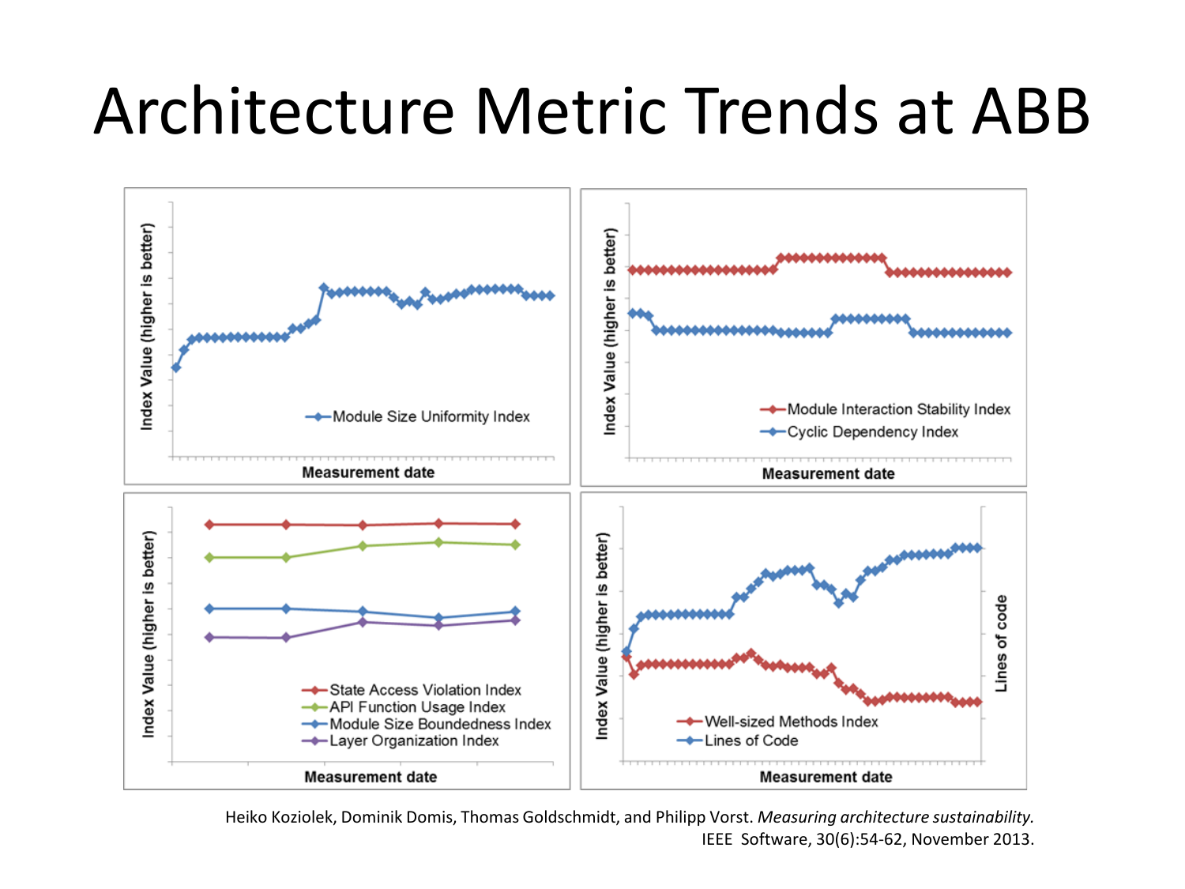# Architecture Metric Trends at ABB

Index Value (higher is better)

Module Size Uniformity Index

Measurement date

Index Value (higher is better)

Module Interaction Stability Index

Cyclic Dependency Index

Measurement date

Index Value (higher is better)

State Access Violation Index

API Function Usage Index

Module Size Boundedness Index

Layer Organization Index

Measurement date

Index Value (higher is better)

Lines of code

Well-sized Methods Index

Lines of Code

Measurement date

Heiko Koziolek, Dominik Domis, Thomas Goldschmidt, and Philipp Vorst. *Measuring architecture sustainability.* IEEE Software, 30(6):54-62, November 2013.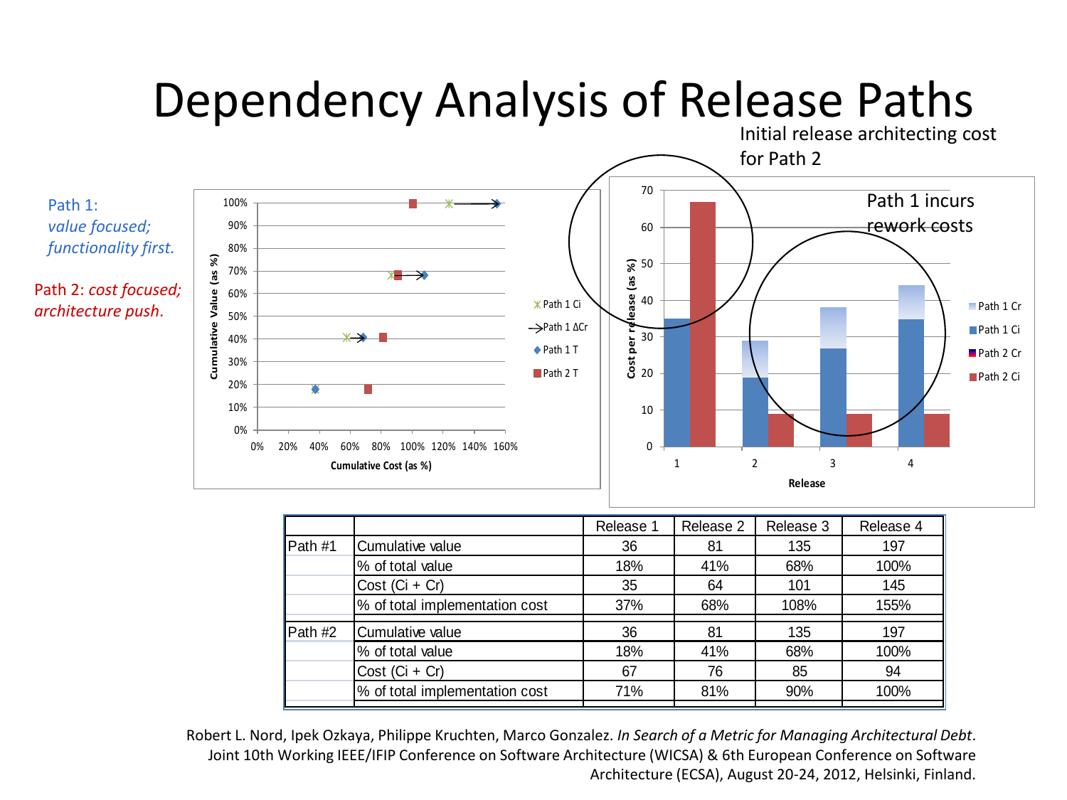# Dependency Analysis of Release Paths

Path 1: *value focused; functionality first.*

Path 2: *cost focused; architecture push.*

Initial release architecting cost for Path 2

Path 1 incurs rework costs

| | | Release 1 | Release 2 | Release 3 | Release 4 |
|---|---|---|---|---|---|
| Path #1 | Cumulative value | 36 | 81 | 135 | 197 |
| | % of total value | 18% | 41% | 68% | 100% |
| | Cost (Ci + Cr) | 35 | 64 | 101 | 145 |
| | % of total implementation cost | 37% | 68% | 108% | 155% |
| Path #2 | Cumulative value | 36 | 81 | 135 | 197 |
| | % of total value | 18% | 41% | 68% | 100% |
| | Cost (Ci + Cr) | 67 | 76 | 85 | 94 |
| | % of total implementation cost | 71% | 81% | 90% | 100% |

Robert L. Nord, Ipek Ozkaya, Philippe Kruchten, Marco Gonzalez. *In Search of a Metric for Managing Architectural Debt*. Joint 10th Working IEEE/IFIP Conference on Software Architecture (WICSA) & 6th European Conference on Software Architecture (ECSA), August 20-24, 2012, Helsinki, Finland.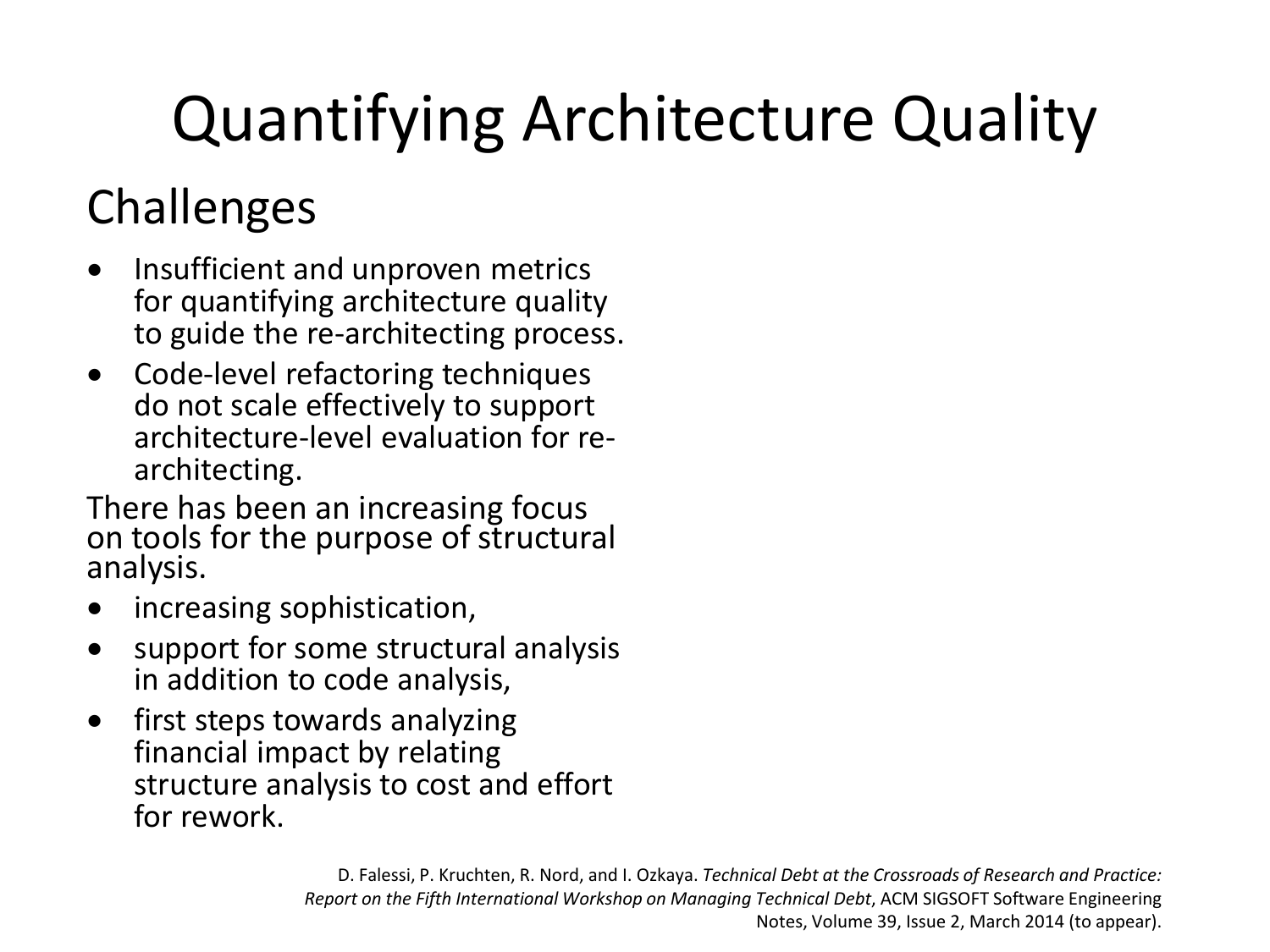# Quantifying Architecture Quality

## Challenges

- Insufficient and unproven metrics for quantifying architecture quality to guide the re-architecting process.
- Code-level refactoring techniques do not scale effectively to support architecture-level evaluation for re-architecting.

There has been an increasing focus on tools for the purpose of structural analysis.

- increasing sophistication,
- support for some structural analysis in addition to code analysis,
- first steps towards analyzing financial impact by relating structure analysis to cost and effort for rework.

D. Falessi, P. Kruchten, R. Nord, and I. Ozkaya. *Technical Debt at the Crossroads of Research and Practice: Report on the Fifth International Workshop on Managing Technical Debt*, ACM SIGSOFT Software Engineering Notes, Volume 39, Issue 2, March 2014 (to appear).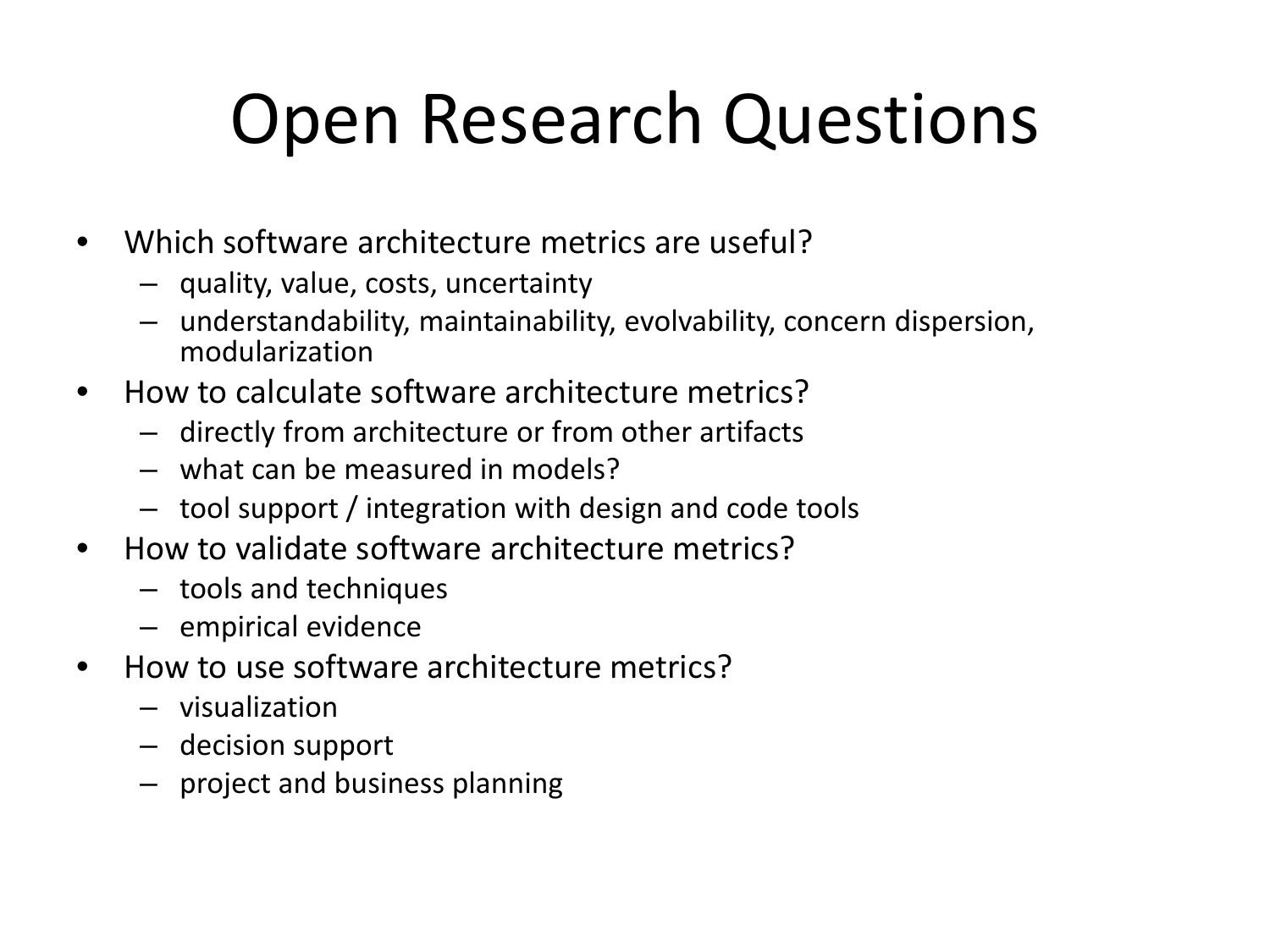# Open Research Questions

- Which software architecture metrics are useful?
  - quality, value, costs, uncertainty
  - understandability, maintainability, evolvability, concern dispersion, modularization
- How to calculate software architecture metrics?
  - directly from architecture or from other artifacts
  - what can be measured in models?
  - tool support / integration with design and code tools
- How to validate software architecture metrics?
  - tools and techniques
  - empirical evidence
- How to use software architecture metrics?
  - visualization
  - decision support
  - project and business planning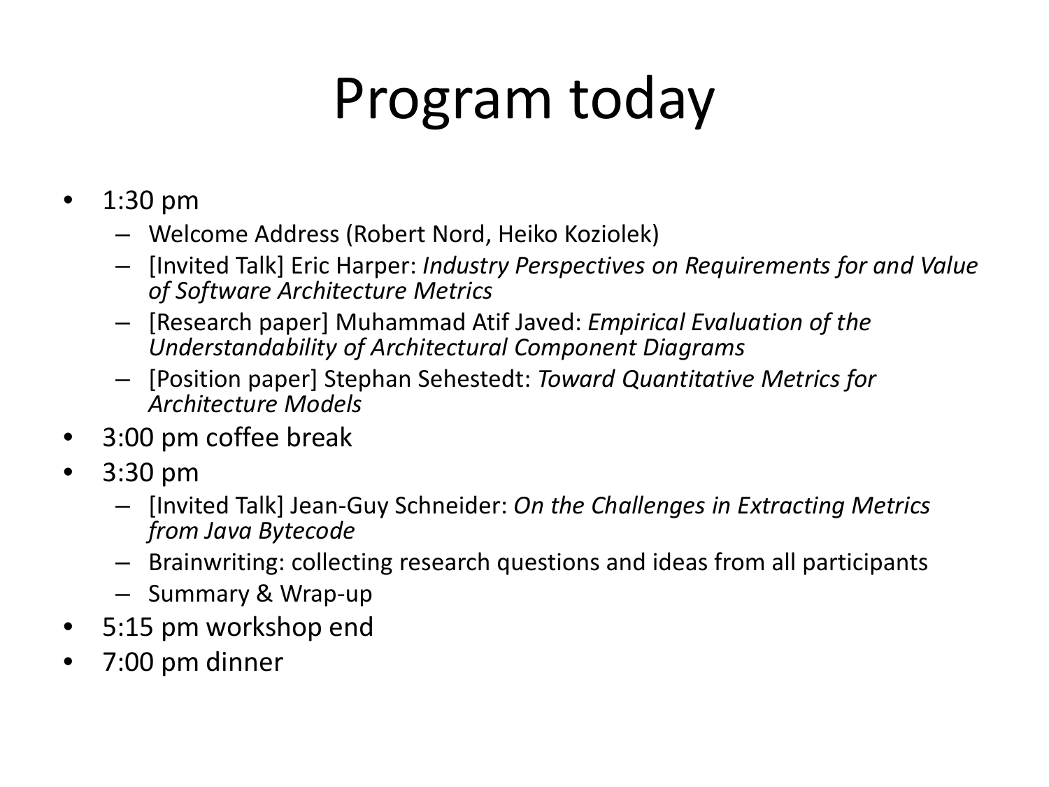# Program today

- 1:30 pm
  - Welcome Address (Robert Nord, Heiko Koziolek)
  - [Invited Talk] Eric Harper: *Industry Perspectives on Requirements for and Value of Software Architecture Metrics*
  - [Research paper] Muhammad Atif Javed: *Empirical Evaluation of the Understandability of Architectural Component Diagrams*
  - [Position paper] Stephan Sehestedt: *Toward Quantitative Metrics for Architecture Models*
- 3:00 pm coffee break
- 3:30 pm
  - [Invited Talk] Jean-Guy Schneider: *On the Challenges in Extracting Metrics from Java Bytecode*
  - Brainwriting: collecting research questions and ideas from all participants
  - Summary & Wrap-up
- 5:15 pm workshop end
- 7:00 pm dinner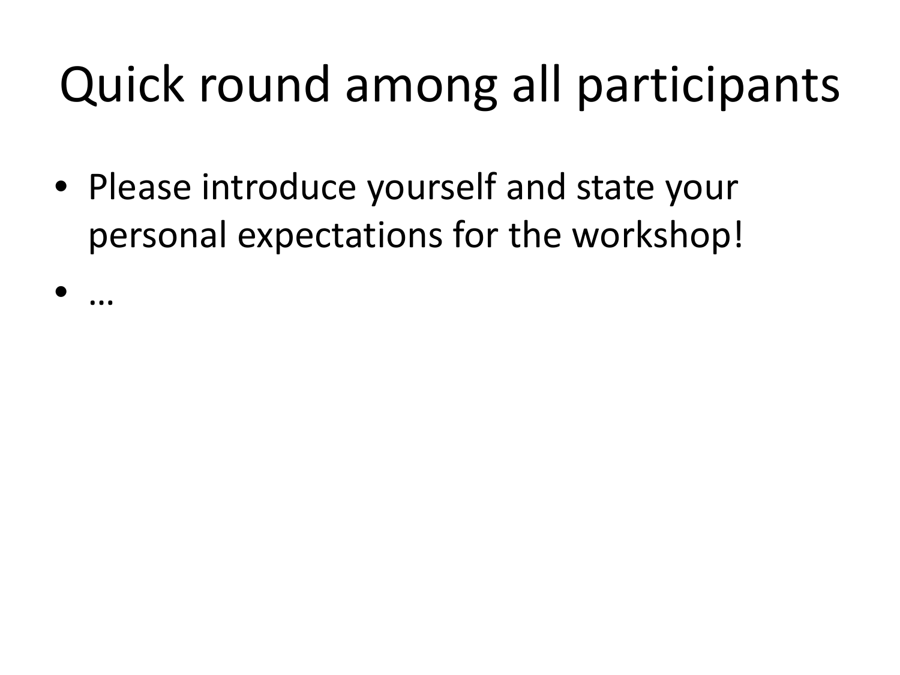# Quick round among all participants

- Please introduce yourself and state your personal expectations for the workshop!
- …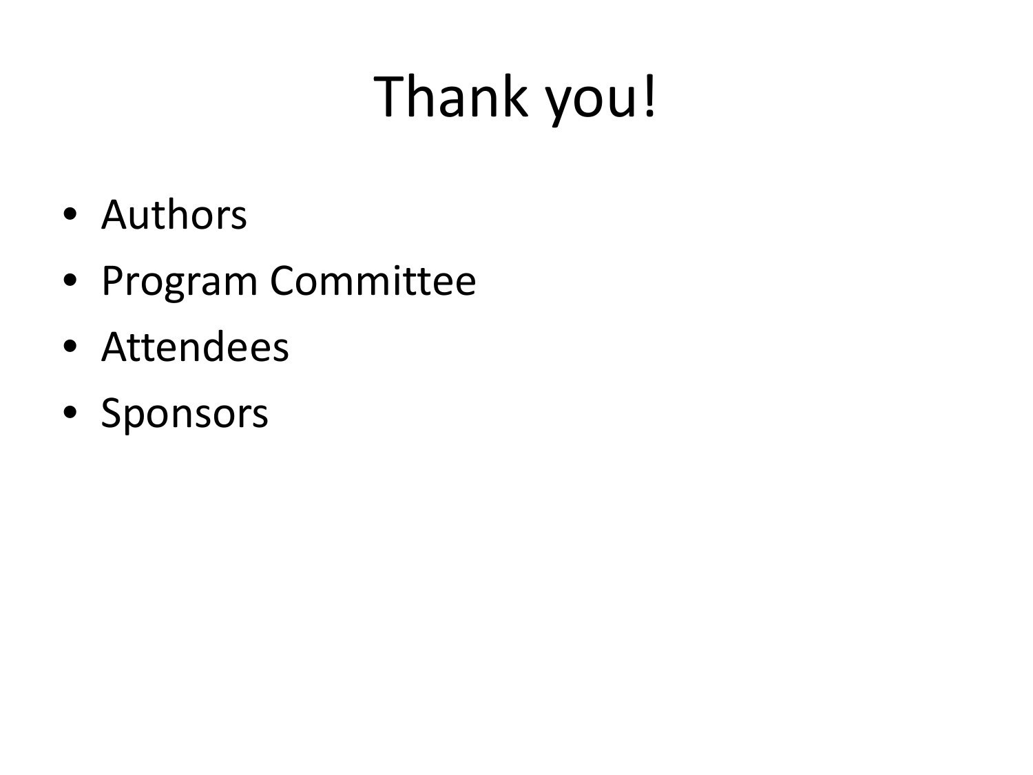# Thank you!

- Authors
- Program Committee
- Attendees
- Sponsors